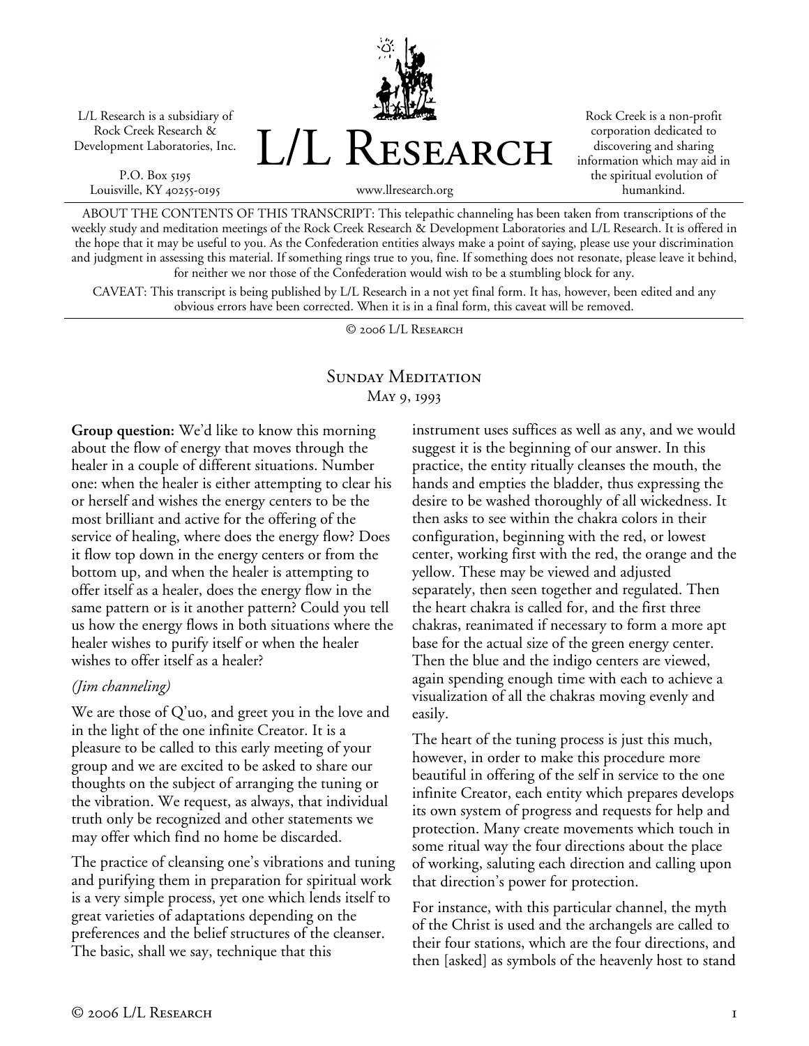L/L Research is a subsidiary of Rock Creek Research & Development Laboratories, Inc.

P.O. Box 5195
Louisville, KY 40255-0195

# L/L Research

www.llresearch.org

Rock Creek is a non-profit corporation dedicated to discovering and sharing information which may aid in the spiritual evolution of humankind.

ABOUT THE CONTENTS OF THIS TRANSCRIPT: This telepathic channeling has been taken from transcriptions of the weekly study and meditation meetings of the Rock Creek Research & Development Laboratories and L/L Research. It is offered in the hope that it may be useful to you. As the Confederation entities always make a point of saying, please use your discrimination and judgment in assessing this material. If something rings true to you, fine. If something does not resonate, please leave it behind, for neither we nor those of the Confederation would wish to be a stumbling block for any.

CAVEAT: This transcript is being published by L/L Research in a not yet final form. It has, however, been edited and any obvious errors have been corrected. When it is in a final form, this caveat will be removed.

© 2006 L/L Research

## Sunday Meditation
May 9, 1993

**Group question:** We'd like to know this morning about the flow of energy that moves through the healer in a couple of different situations. Number one: when the healer is either attempting to clear his or herself and wishes the energy centers to be the most brilliant and active for the offering of the service of healing, where does the energy flow? Does it flow top down in the energy centers or from the bottom up, and when the healer is attempting to offer itself as a healer, does the energy flow in the same pattern or is it another pattern? Could you tell us how the energy flows in both situations where the healer wishes to purify itself or when the healer wishes to offer itself as a healer?

*(Jim channeling)*

We are those of Q'uo, and greet you in the love and in the light of the one infinite Creator. It is a pleasure to be called to this early meeting of your group and we are excited to be asked to share our thoughts on the subject of arranging the tuning or the vibration. We request, as always, that individual truth only be recognized and other statements we may offer which find no home be discarded.

The practice of cleansing one's vibrations and tuning and purifying them in preparation for spiritual work is a very simple process, yet one which lends itself to great varieties of adaptations depending on the preferences and the belief structures of the cleanser. The basic, shall we say, technique that this instrument uses suffices as well as any, and we would suggest it is the beginning of our answer. In this practice, the entity ritually cleanses the mouth, the hands and empties the bladder, thus expressing the desire to be washed thoroughly of all wickedness. It then asks to see within the chakra colors in their configuration, beginning with the red, or lowest center, working first with the red, the orange and the yellow. These may be viewed and adjusted separately, then seen together and regulated. Then the heart chakra is called for, and the first three chakras, reanimated if necessary to form a more apt base for the actual size of the green energy center. Then the blue and the indigo centers are viewed, again spending enough time with each to achieve a visualization of all the chakras moving evenly and easily.

The heart of the tuning process is just this much, however, in order to make this procedure more beautiful in offering of the self in service to the one infinite Creator, each entity which prepares develops its own system of progress and requests for help and protection. Many create movements which touch in some ritual way the four directions about the place of working, saluting each direction and calling upon that direction's power for protection.

For instance, with this particular channel, the myth of the Christ is used and the archangels are called to their four stations, which are the four directions, and then [asked] as symbols of the heavenly host to stand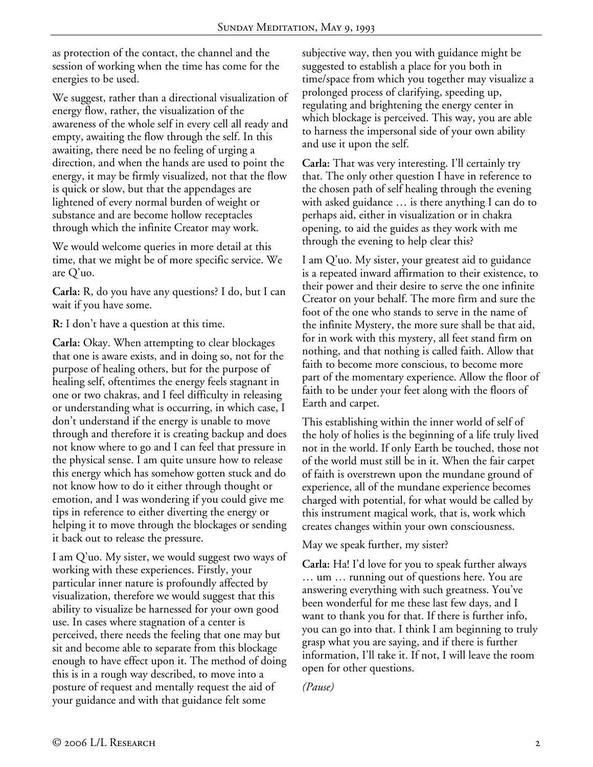as protection of the contact, the channel and the session of working when the time has come for the energies to be used.

We suggest, rather than a directional visualization of energy flow, rather, the visualization of the awareness of the whole self in every cell all ready and empty, awaiting the flow through the self. In this awaiting, there need be no feeling of urging a direction, and when the hands are used to point the energy, it may be firmly visualized, not that the flow is quick or slow, but that the appendages are lightened of every normal burden of weight or substance and are become hollow receptacles through which the infinite Creator may work.

We would welcome queries in more detail at this time, that we might be of more specific service. We are Q'uo.

**Carla:** R, do you have any questions? I do, but I can wait if you have some.

**R:** I don't have a question at this time.

**Carla:** Okay. When attempting to clear blockages that one is aware exists, and in doing so, not for the purpose of healing others, but for the purpose of healing self, oftentimes the energy feels stagnant in one or two chakras, and I feel difficulty in releasing or understanding what is occurring, in which case, I don't understand if the energy is unable to move through and therefore it is creating backup and does not know where to go and I can feel that pressure in the physical sense. I am quite unsure how to release this energy which has somehow gotten stuck and do not know how to do it either through thought or emotion, and I was wondering if you could give me tips in reference to either diverting the energy or helping it to move through the blockages or sending it back out to release the pressure.

I am Q'uo. My sister, we would suggest two ways of working with these experiences. Firstly, your particular inner nature is profoundly affected by visualization, therefore we would suggest that this ability to visualize be harnessed for your own good use. In cases where stagnation of a center is perceived, there needs the feeling that one may but sit and become able to separate from this blockage enough to have effect upon it. The method of doing this is in a rough way described, to move into a posture of request and mentally request the aid of your guidance and with that guidance felt some subjective way, then you with guidance might be suggested to establish a place for you both in time/space from which you together may visualize a prolonged process of clarifying, speeding up, regulating and brightening the energy center in which blockage is perceived. This way, you are able to harness the impersonal side of your own ability and use it upon the self.

**Carla:** That was very interesting. I'll certainly try that. The only other question I have in reference to the chosen path of self healing through the evening with asked guidance … is there anything I can do to perhaps aid, either in visualization or in chakra opening, to aid the guides as they work with me through the evening to help clear this?

I am Q'uo. My sister, your greatest aid to guidance is a repeated inward affirmation to their existence, to their power and their desire to serve the one infinite Creator on your behalf. The more firm and sure the foot of the one who stands to serve in the name of the infinite Mystery, the more sure shall be that aid, for in work with this mystery, all feet stand firm on nothing, and that nothing is called faith. Allow that faith to become more conscious, to become more part of the momentary experience. Allow the floor of faith to be under your feet along with the floors of Earth and carpet.

This establishing within the inner world of self of the holy of holies is the beginning of a life truly lived not in the world. If only Earth be touched, those not of the world must still be in it. When the fair carpet of faith is overstrewn upon the mundane ground of experience, all of the mundane experience becomes charged with potential, for what would be called by this instrument magical work, that is, work which creates changes within your own consciousness.

May we speak further, my sister?

**Carla:** Ha! I'd love for you to speak further always … um … running out of questions here. You are answering everything with such greatness. You've been wonderful for me these last few days, and I want to thank you for that. If there is further info, you can go into that. I think I am beginning to truly grasp what you are saying, and if there is further information, I'll take it. If not, I will leave the room open for other questions.

*(Pause)*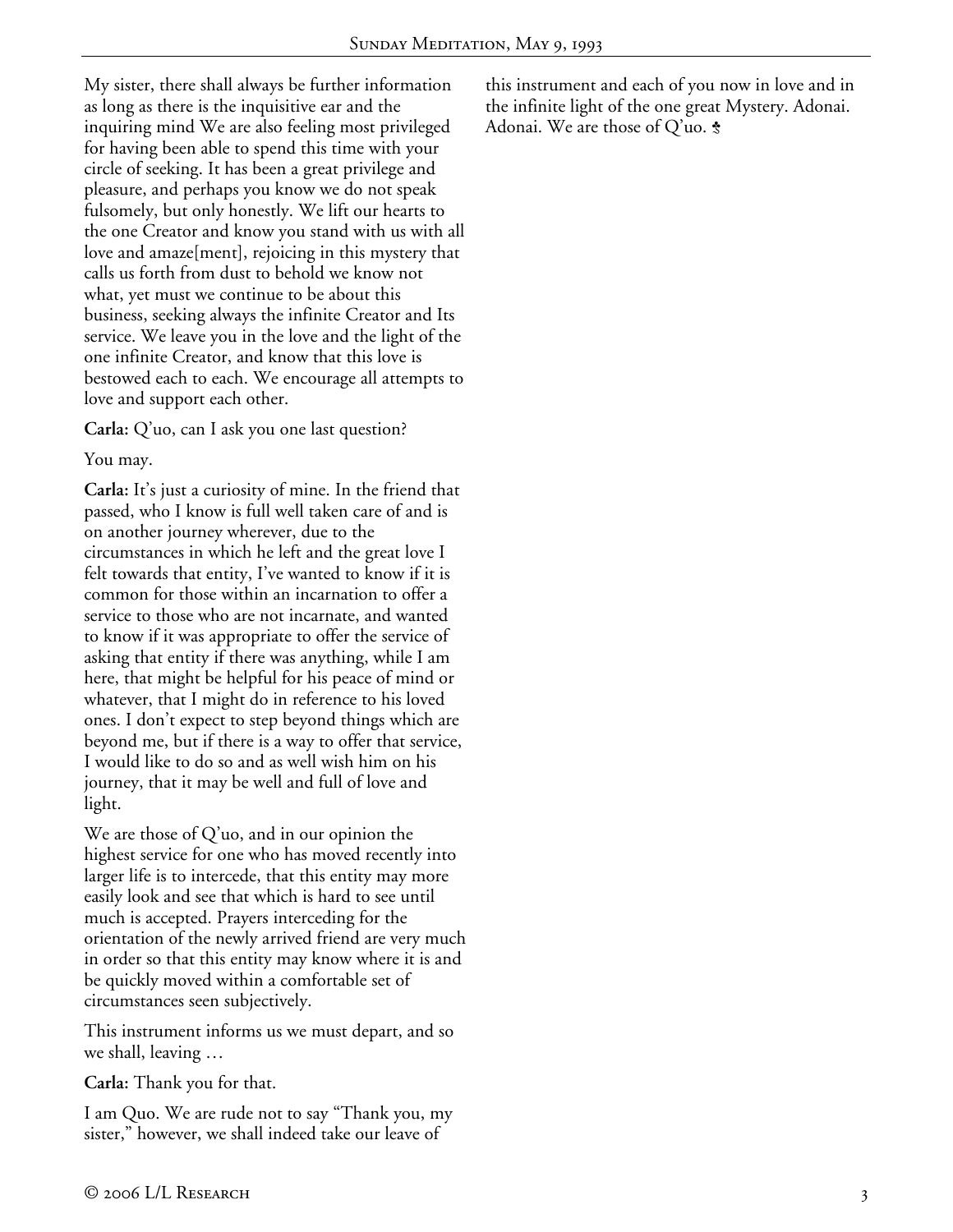My sister, there shall always be further information as long as there is the inquisitive ear and the inquiring mind We are also feeling most privileged for having been able to spend this time with your circle of seeking. It has been a great privilege and pleasure, and perhaps you know we do not speak fulsomely, but only honestly. We lift our hearts to the one Creator and know you stand with us with all love and amaze[ment], rejoicing in this mystery that calls us forth from dust to behold we know not what, yet must we continue to be about this business, seeking always the infinite Creator and Its service. We leave you in the love and the light of the one infinite Creator, and know that this love is bestowed each to each. We encourage all attempts to love and support each other.

**Carla:** Q'uo, can I ask you one last question?

You may.

**Carla:** It's just a curiosity of mine. In the friend that passed, who I know is full well taken care of and is on another journey wherever, due to the circumstances in which he left and the great love I felt towards that entity, I've wanted to know if it is common for those within an incarnation to offer a service to those who are not incarnate, and wanted to know if it was appropriate to offer the service of asking that entity if there was anything, while I am here, that might be helpful for his peace of mind or whatever, that I might do in reference to his loved ones. I don't expect to step beyond things which are beyond me, but if there is a way to offer that service, I would like to do so and as well wish him on his journey, that it may be well and full of love and light.

We are those of Q'uo, and in our opinion the highest service for one who has moved recently into larger life is to intercede, that this entity may more easily look and see that which is hard to see until much is accepted. Prayers interceding for the orientation of the newly arrived friend are very much in order so that this entity may know where it is and be quickly moved within a comfortable set of circumstances seen subjectively.

This instrument informs us we must depart, and so we shall, leaving …

**Carla:** Thank you for that.

I am Quo. We are rude not to say "Thank you, my sister," however, we shall indeed take our leave of this instrument and each of you now in love and in the infinite light of the one great Mystery. Adonai. Adonai. We are those of Q'uo. ✣